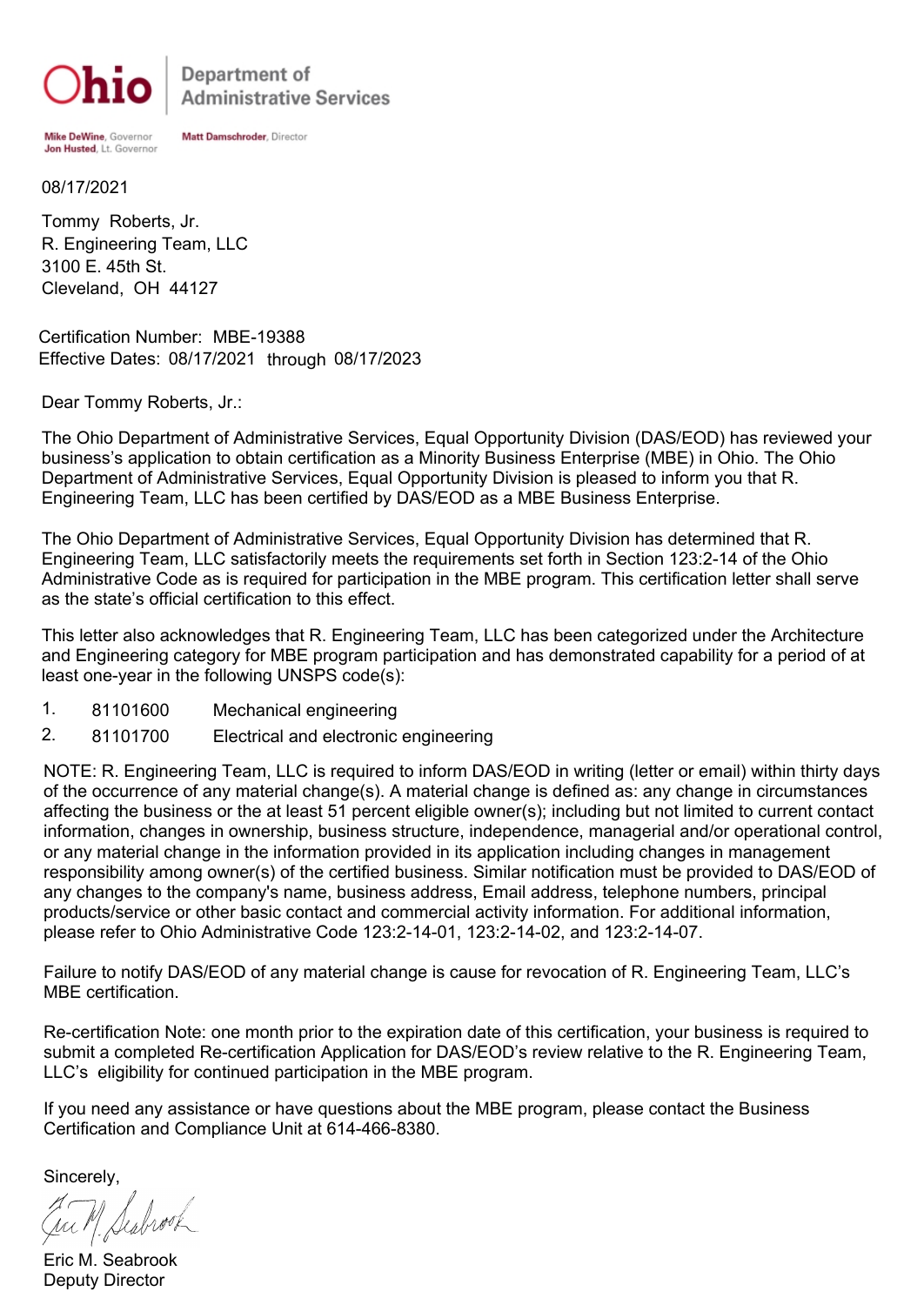**Ohio** | Department of Administrative Services

**Mike DeWine**, Governor
**Jon Husted**, Lt. Governor

**Matt Damschroder**, Director

08/17/2021

Tommy Roberts, Jr.
R. Engineering Team, LLC
3100 E. 45th St.
Cleveland, OH 44127

Certification Number: MBE-19388
Effective Dates: 08/17/2021 through 08/17/2023

Dear Tommy Roberts, Jr.:

The Ohio Department of Administrative Services, Equal Opportunity Division (DAS/EOD) has reviewed your business's application to obtain certification as a Minority Business Enterprise (MBE) in Ohio. The Ohio Department of Administrative Services, Equal Opportunity Division is pleased to inform you that R. Engineering Team, LLC has been certified by DAS/EOD as a MBE Business Enterprise.

The Ohio Department of Administrative Services, Equal Opportunity Division has determined that R. Engineering Team, LLC satisfactorily meets the requirements set forth in Section 123:2-14 of the Ohio Administrative Code as is required for participation in the MBE program. This certification letter shall serve as the state's official certification to this effect.

This letter also acknowledges that R. Engineering Team, LLC has been categorized under the Architecture and Engineering category for MBE program participation and has demonstrated capability for a period of at least one-year in the following UNSPS code(s):

1. 81101600 Mechanical engineering
2. 81101700 Electrical and electronic engineering

NOTE: R. Engineering Team, LLC is required to inform DAS/EOD in writing (letter or email) within thirty days of the occurrence of any material change(s). A material change is defined as: any change in circumstances affecting the business or the at least 51 percent eligible owner(s); including but not limited to current contact information, changes in ownership, business structure, independence, managerial and/or operational control, or any material change in the information provided in its application including changes in management responsibility among owner(s) of the certified business. Similar notification must be provided to DAS/EOD of any changes to the company's name, business address, Email address, telephone numbers, principal products/service or other basic contact and commercial activity information. For additional information, please refer to Ohio Administrative Code 123:2-14-01, 123:2-14-02, and 123:2-14-07.

Failure to notify DAS/EOD of any material change is cause for revocation of R. Engineering Team, LLC's MBE certification.

Re-certification Note: one month prior to the expiration date of this certification, your business is required to submit a completed Re-certification Application for DAS/EOD's review relative to the R. Engineering Team, LLC's eligibility for continued participation in the MBE program.

If you need any assistance or have questions about the MBE program, please contact the Business Certification and Compliance Unit at 614-466-8380.

Sincerely,

Eric M. Seabrook
Deputy Director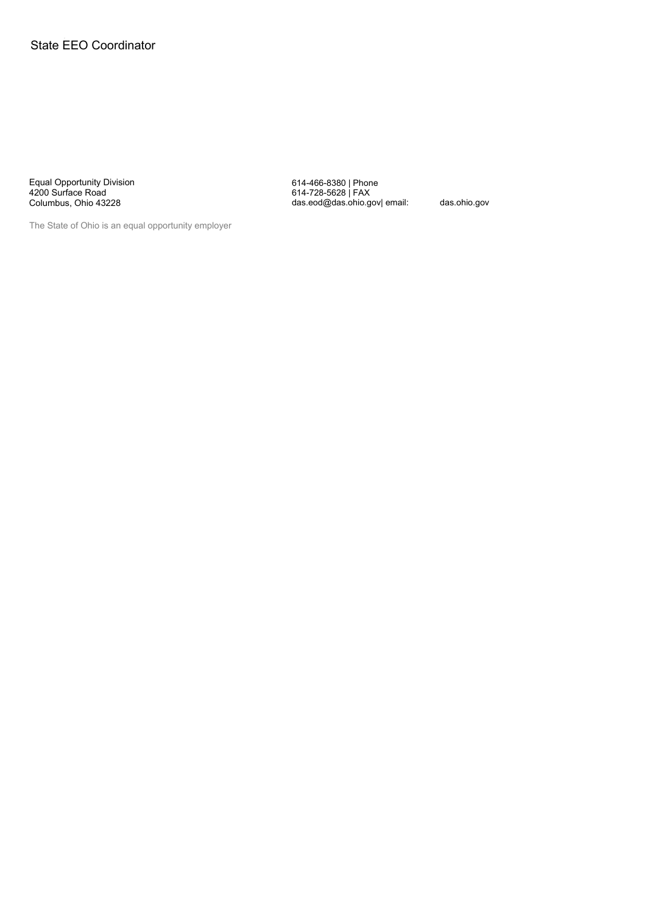State EEO Coordinator

Equal Opportunity Division
4200 Surface Road
Columbus, Ohio 43228

614-466-8380 | Phone
614-728-5628 | FAX
das.eod@das.ohio.gov| email: das.ohio.gov

The State of Ohio is an equal opportunity employer